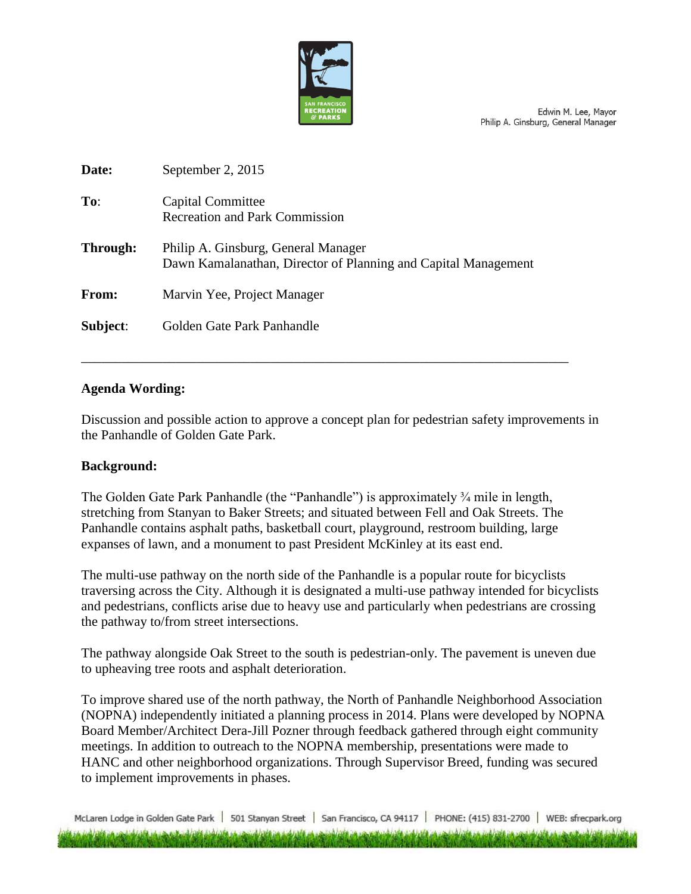Edwin M. Lee, Mayor
Philip A. Ginsburg, General Manager

**Date:** September 2, 2015

**To:** Capital Committee
Recreation and Park Commission

**Through:** Philip A. Ginsburg, General Manager
Dawn Kamalanathan, Director of Planning and Capital Management

**From:** Marvin Yee, Project Manager

**Subject:** Golden Gate Park Panhandle

---

**Agenda Wording:**

Discussion and possible action to approve a concept plan for pedestrian safety improvements in the Panhandle of Golden Gate Park.

**Background:**

The Golden Gate Park Panhandle (the "Panhandle") is approximately ¾ mile in length, stretching from Stanyan to Baker Streets; and situated between Fell and Oak Streets. The Panhandle contains asphalt paths, basketball court, playground, restroom building, large expanses of lawn, and a monument to past President McKinley at its east end.

The multi-use pathway on the north side of the Panhandle is a popular route for bicyclists traversing across the City. Although it is designated a multi-use pathway intended for bicyclists and pedestrians, conflicts arise due to heavy use and particularly when pedestrians are crossing the pathway to/from street intersections.

The pathway alongside Oak Street to the south is pedestrian-only. The pavement is uneven due to upheaving tree roots and asphalt deterioration.

To improve shared use of the north pathway, the North of Panhandle Neighborhood Association (NOPNA) independently initiated a planning process in 2014. Plans were developed by NOPNA Board Member/Architect Dera-Jill Pozner through feedback gathered through eight community meetings. In addition to outreach to the NOPNA membership, presentations were made to HANC and other neighborhood organizations. Through Supervisor Breed, funding was secured to implement improvements in phases.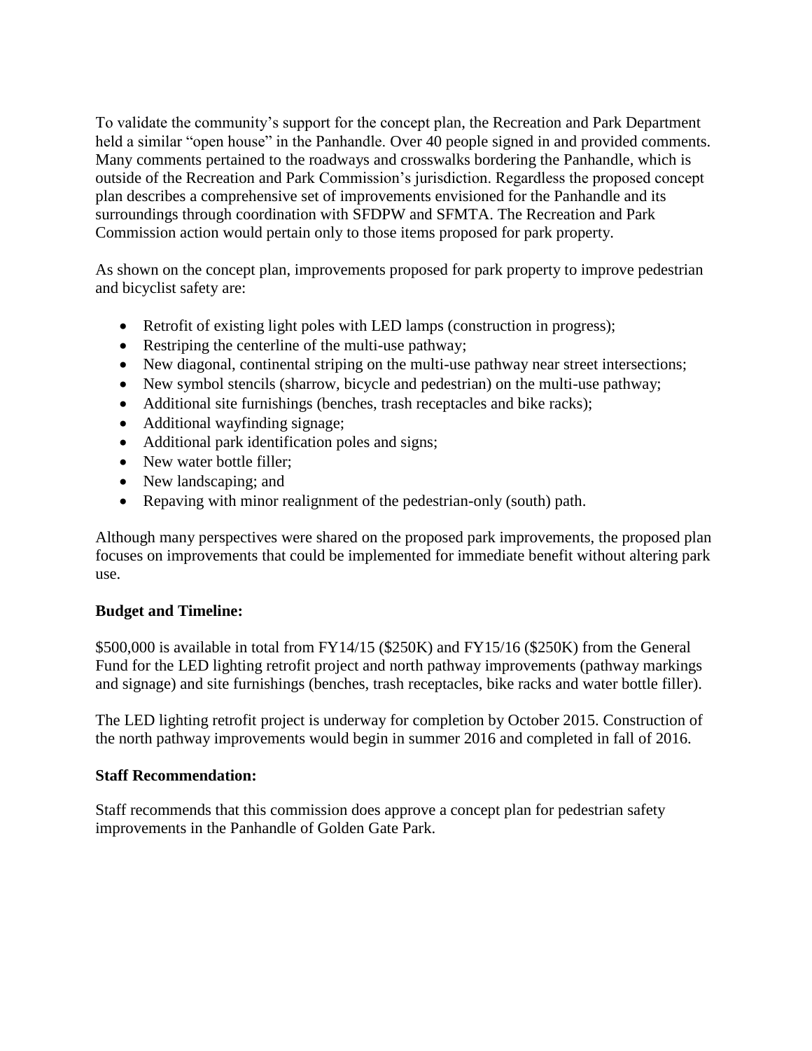To validate the community's support for the concept plan, the Recreation and Park Department held a similar "open house" in the Panhandle. Over 40 people signed in and provided comments. Many comments pertained to the roadways and crosswalks bordering the Panhandle, which is outside of the Recreation and Park Commission's jurisdiction. Regardless the proposed concept plan describes a comprehensive set of improvements envisioned for the Panhandle and its surroundings through coordination with SFDPW and SFMTA. The Recreation and Park Commission action would pertain only to those items proposed for park property.

As shown on the concept plan, improvements proposed for park property to improve pedestrian and bicyclist safety are:

- Retrofit of existing light poles with LED lamps (construction in progress);
- Restriping the centerline of the multi-use pathway;
- New diagonal, continental striping on the multi-use pathway near street intersections;
- New symbol stencils (sharrow, bicycle and pedestrian) on the multi-use pathway;
- Additional site furnishings (benches, trash receptacles and bike racks);
- Additional wayfinding signage;
- Additional park identification poles and signs;
- New water bottle filler;
- New landscaping; and
- Repaving with minor realignment of the pedestrian-only (south) path.

Although many perspectives were shared on the proposed park improvements, the proposed plan focuses on improvements that could be implemented for immediate benefit without altering park use.

**Budget and Timeline:**

$500,000 is available in total from FY14/15 ($250K) and FY15/16 ($250K) from the General Fund for the LED lighting retrofit project and north pathway improvements (pathway markings and signage) and site furnishings (benches, trash receptacles, bike racks and water bottle filler).

The LED lighting retrofit project is underway for completion by October 2015. Construction of the north pathway improvements would begin in summer 2016 and completed in fall of 2016.

**Staff Recommendation:**

Staff recommends that this commission does approve a concept plan for pedestrian safety improvements in the Panhandle of Golden Gate Park.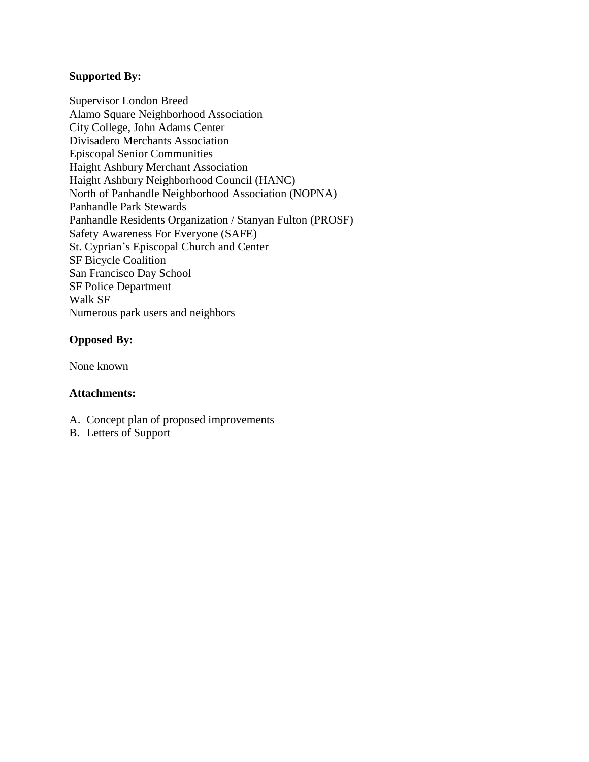**Supported By:**

Supervisor London Breed
Alamo Square Neighborhood Association
City College, John Adams Center
Divisadero Merchants Association
Episcopal Senior Communities
Haight Ashbury Merchant Association
Haight Ashbury Neighborhood Council (HANC)
North of Panhandle Neighborhood Association (NOPNA)
Panhandle Park Stewards
Panhandle Residents Organization / Stanyan Fulton (PROSF)
Safety Awareness For Everyone (SAFE)
St. Cyprian's Episcopal Church and Center
SF Bicycle Coalition
San Francisco Day School
SF Police Department
Walk SF
Numerous park users and neighbors

**Opposed By:**

None known

**Attachments:**

A. Concept plan of proposed improvements
B. Letters of Support